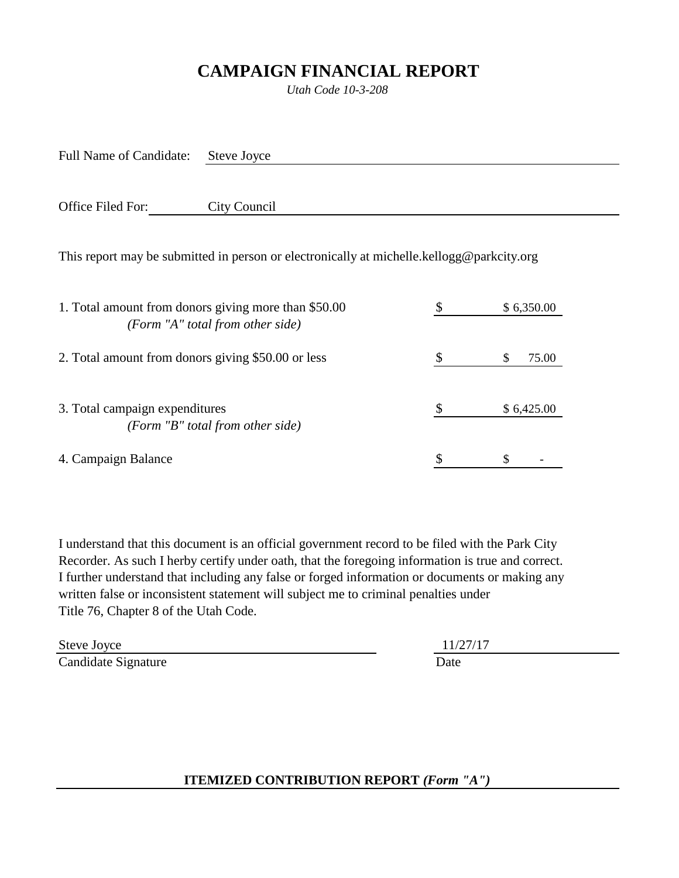# CAMPAIGN FINANCIAL REPORT

*Utah Code 10-3-208*

Full Name of Candidate: Steve Joyce

Office Filed For: City Council

This report may be submitted in person or electronically at michelle.kellogg@parkcity.org

| | | |
|---|---|---|
| 1. Total amount from donors giving more than $50.00 *(Form "A" total from other side)* | $ | $ 6,350.00 |
| 2. Total amount from donors giving $50.00 or less | $ | $ 75.00 |
| 3. Total campaign expenditures *(Form "B" total from other side)* | $ | $ 6,425.00 |
| 4. Campaign Balance | $ | $ - |

I understand that this document is an official government record to be filed with the Park City Recorder. As such I herby certify under oath, that the foregoing information is true and correct. I further understand that including any false or forged information or documents or making any written false or inconsistent statement will subject me to criminal penalties under Title 76, Chapter 8 of the Utah Code.

Steve Joyce
Candidate Signature

11/27/17
Date

## ITEMIZED CONTRIBUTION REPORT *(Form "A")*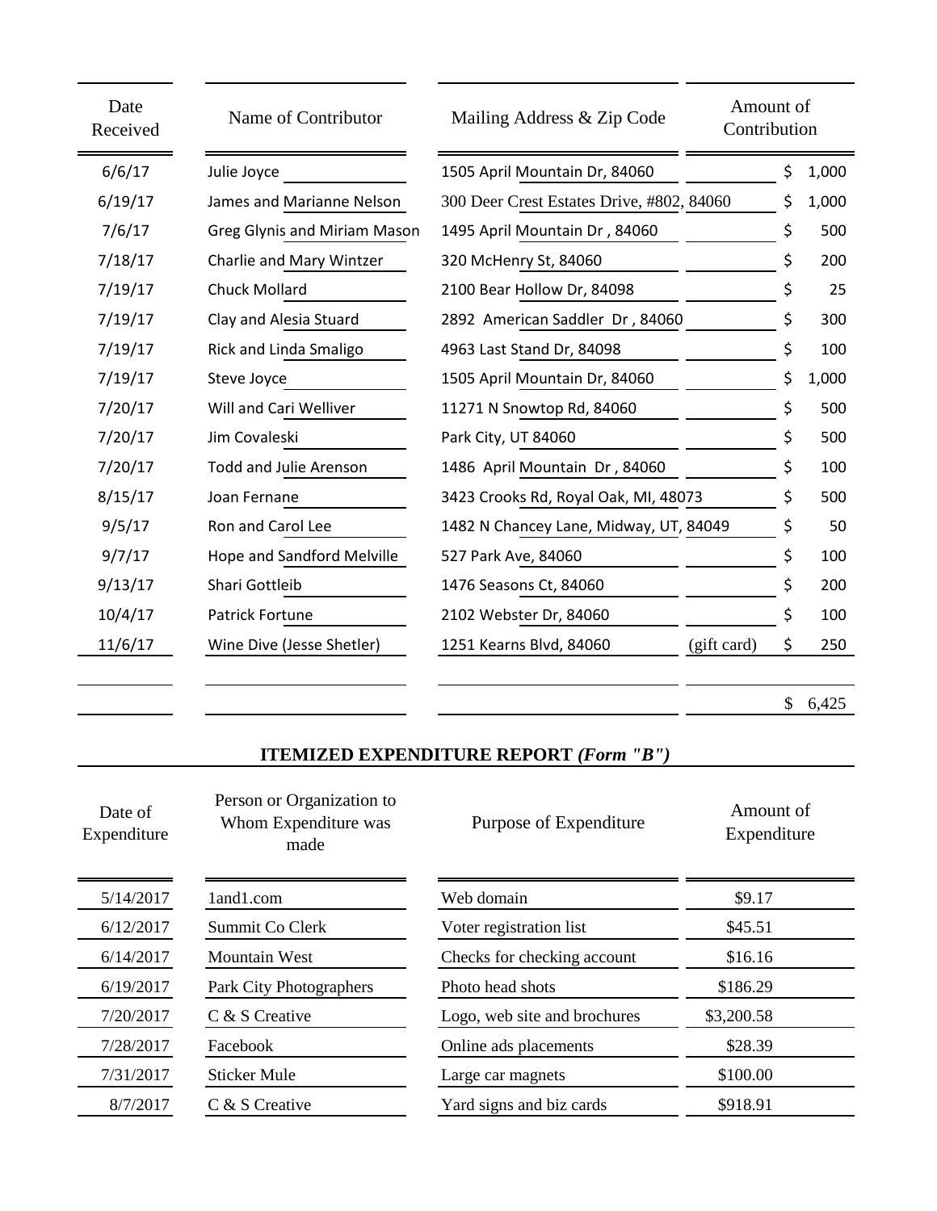| Date Received | Name of Contributor | Mailing Address & Zip Code | | Amount of Contribution |
|---|---|---|---|---|
| 6/6/17 | Julie Joyce | 1505 April Mountain Dr, 84060 | | $ 1,000 |
| 6/19/17 | James and Marianne Nelson | 300 Deer Crest Estates Drive, #802, 84060 | | $ 1,000 |
| 7/6/17 | Greg Glynis and Miriam Mason | 1495 April Mountain Dr , 84060 | | $ 500 |
| 7/18/17 | Charlie and Mary Wintzer | 320 McHenry St, 84060 | | $ 200 |
| 7/19/17 | Chuck Mollard | 2100 Bear Hollow Dr, 84098 | | $ 25 |
| 7/19/17 | Clay and Alesia Stuard | 2892 American Saddler Dr , 84060 | | $ 300 |
| 7/19/17 | Rick and Linda Smaligo | 4963 Last Stand Dr, 84098 | | $ 100 |
| 7/19/17 | Steve Joyce | 1505 April Mountain Dr, 84060 | | $ 1,000 |
| 7/20/17 | Will and Cari Welliver | 11271 N Snowtop Rd, 84060 | | $ 500 |
| 7/20/17 | Jim Covaleski | Park City, UT 84060 | | $ 500 |
| 7/20/17 | Todd and Julie Arenson | 1486 April Mountain Dr , 84060 | | $ 100 |
| 8/15/17 | Joan Fernane | 3423 Crooks Rd, Royal Oak, MI, 48073 | | $ 500 |
| 9/5/17 | Ron and Carol Lee | 1482 N Chancey Lane, Midway, UT, 84049 | | $ 50 |
| 9/7/17 | Hope and Sandford Melville | 527 Park Ave, 84060 | | $ 100 |
| 9/13/17 | Shari Gottleib | 1476 Seasons Ct, 84060 | | $ 200 |
| 10/4/17 | Patrick Fortune | 2102 Webster Dr, 84060 | | $ 100 |
| 11/6/17 | Wine Dive (Jesse Shetler) | 1251 Kearns Blvd, 84060 | (gift card) | $ 250 |
| | | | | |
| | | | | $ 6,425 |

## ITEMIZED EXPENDITURE REPORT *(Form "B")*

| Date of Expenditure | Person or Organization to Whom Expenditure was made | Purpose of Expenditure | Amount of Expenditure |
|---|---|---|---|
| 5/14/2017 | 1and1.com | Web domain | $9.17 |
| 6/12/2017 | Summit Co Clerk | Voter registration list | $45.51 |
| 6/14/2017 | Mountain West | Checks for checking account | $16.16 |
| 6/19/2017 | Park City Photographers | Photo head shots | $186.29 |
| 7/20/2017 | C & S Creative | Logo, web site and brochures | $3,200.58 |
| 7/28/2017 | Facebook | Online ads placements | $28.39 |
| 7/31/2017 | Sticker Mule | Large car magnets | $100.00 |
| 8/7/2017 | C & S Creative | Yard signs and biz cards | $918.91 |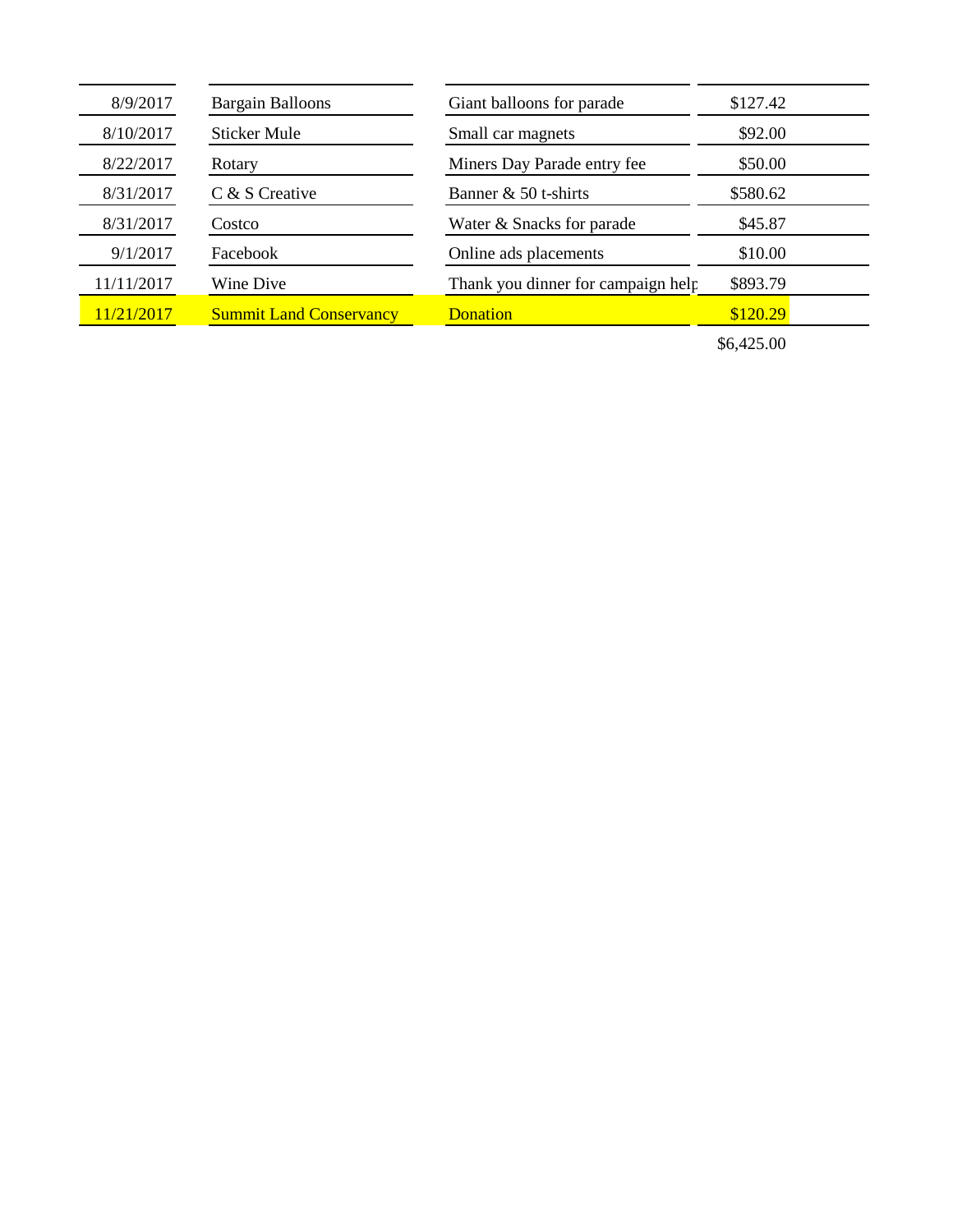| | | | |
|---|---|---|---|
| 8/9/2017 | Bargain Balloons | Giant balloons for parade | $127.42 |
| 8/10/2017 | Sticker Mule | Small car magnets | $92.00 |
| 8/22/2017 | Rotary | Miners Day Parade entry fee | $50.00 |
| 8/31/2017 | C & S Creative | Banner & 50 t-shirts | $580.62 |
| 8/31/2017 | Costco | Water & Snacks for parade | $45.87 |
| 9/1/2017 | Facebook | Online ads placements | $10.00 |
| 11/11/2017 | Wine Dive | Thank you dinner for campaign help | $893.79 |
| 11/21/2017 | Summit Land Conservancy | Donation | $120.29 |
| | | | $6,425.00 |